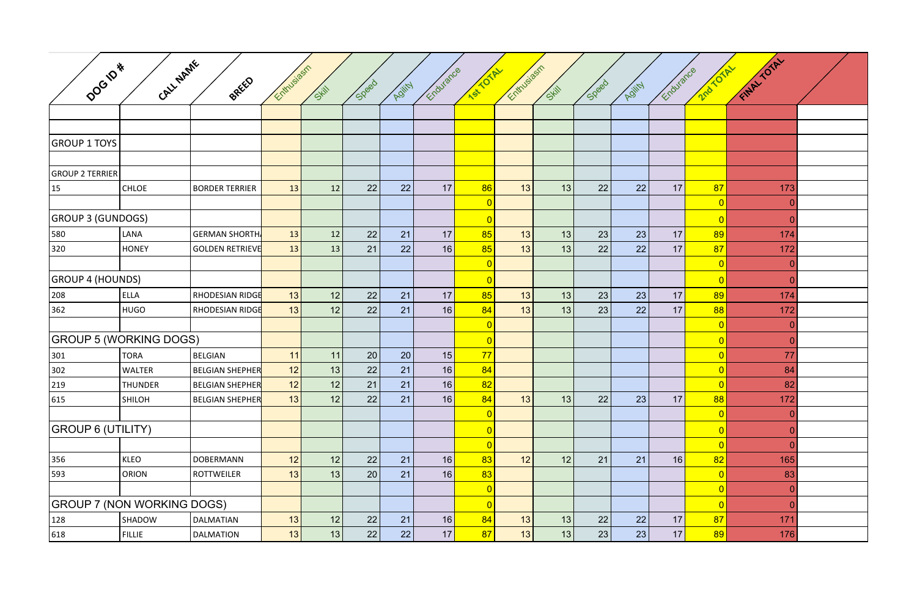| DOG ID # | CALL NAME | BREED | Enthusiasm | Skill | Speed | Agility | Endurance | 1st TOTAL | Enthusiasm | Skill | Speed | Agility | Endurance | 2nd TOTAL | FINAL TOTAL | |
|---|---|---|---|---|---|---|---|---|---|---|---|---|---|---|---|---|
| | | | | | | | | | | | | | | | | |
| | | | | | | | | | | | | | | | | |
| GROUP 1 TOYS | | | | | | | | | | | | | | | | |
| | | | | | | | | | | | | | | | | |
| GROUP 2 TERRIER | | | | | | | | | | | | | | | | |
| 15 | CHLOE | BORDER TERRIER | 13 | 12 | 22 | 22 | 17 | 86 | 13 | 13 | 22 | 22 | 17 | 87 | 173 | |
| | | | | | | | | 0 | | | | | | 0 | 0 | |
| GROUP 3 (GUNDOGS) | | | | | | | | 0 | | | | | | 0 | 0 | |
| 580 | LANA | GERMAN SHORTH | 13 | 12 | 22 | 21 | 17 | 85 | 13 | 13 | 23 | 23 | 17 | 89 | 174 | |
| 320 | HONEY | GOLDEN RETRIEVE | 13 | 13 | 21 | 22 | 16 | 85 | 13 | 13 | 22 | 22 | 17 | 87 | 172 | |
| | | | | | | | | 0 | | | | | | 0 | 0 | |
| GROUP 4 (HOUNDS) | | | | | | | | 0 | | | | | | 0 | 0 | |
| 208 | ELLA | RHODESIAN RIDGE | 13 | 12 | 22 | 21 | 17 | 85 | 13 | 13 | 23 | 23 | 17 | 89 | 174 | |
| 362 | HUGO | RHODESIAN RIDGE | 13 | 12 | 22 | 21 | 16 | 84 | 13 | 13 | 23 | 22 | 17 | 88 | 172 | |
| | | | | | | | | 0 | | | | | | 0 | 0 | |
| GROUP 5 (WORKING DOGS) | | | | | | | | 0 | | | | | | 0 | 0 | |
| 301 | TORA | BELGIAN | 11 | 11 | 20 | 20 | 15 | 77 | | | | | | 0 | 77 | |
| 302 | WALTER | BELGIAN SHEPHER | 12 | 13 | 22 | 21 | 16 | 84 | | | | | | 0 | 84 | |
| 219 | THUNDER | BELGIAN SHEPHER | 12 | 12 | 21 | 21 | 16 | 82 | | | | | | 0 | 82 | |
| 615 | SHILOH | BELGIAN SHEPHER | 13 | 12 | 22 | 21 | 16 | 84 | 13 | 13 | 22 | 23 | 17 | 88 | 172 | |
| | | | | | | | | 0 | | | | | | 0 | 0 | |
| GROUP 6 (UTILITY) | | | | | | | | 0 | | | | | | 0 | 0 | |
| | | | | | | | | 0 | | | | | | 0 | 0 | |
| 356 | KLEO | DOBERMANN | 12 | 12 | 22 | 21 | 16 | 83 | 12 | 12 | 21 | 21 | 16 | 82 | 165 | |
| 593 | ORION | ROTTWEILER | 13 | 13 | 20 | 21 | 16 | 83 | | | | | | 0 | 83 | |
| | | | | | | | | 0 | | | | | | 0 | 0 | |
| GROUP 7 (NON WORKING DOGS) | | | | | | | | 0 | | | | | | 0 | 0 | |
| 128 | SHADOW | DALMATIAN | 13 | 12 | 22 | 21 | 16 | 84 | 13 | 13 | 22 | 22 | 17 | 87 | 171 | |
| 618 | FILLIE | DALMATION | 13 | 13 | 22 | 22 | 17 | 87 | 13 | 13 | 23 | 23 | 17 | 89 | 176 | |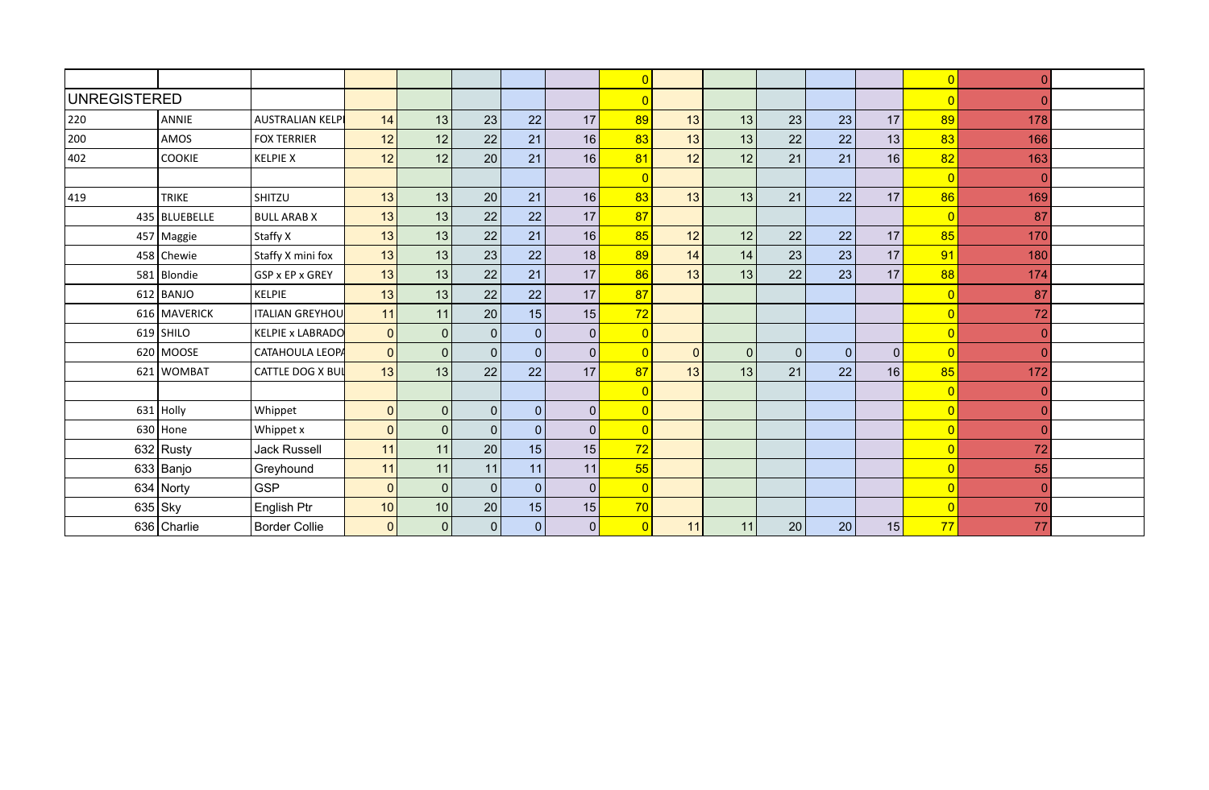| | | | | | | | | | | | | | | | | |
|---|---|---|---|---|---|---|---|---|---|---|---|---|---|---|---|---|
| | | | | | | | | 0 | | | | | | 0 | 0 | |
| UNREGISTERED | | | | | | | | 0 | | | | | | 0 | 0 | |
| 220 | ANNIE | AUSTRALIAN KELPI | 14 | 13 | 23 | 22 | 17 | 89 | 13 | 13 | 23 | 23 | 17 | 89 | 178 | |
| 200 | AMOS | FOX TERRIER | 12 | 12 | 22 | 21 | 16 | 83 | 13 | 13 | 22 | 22 | 13 | 83 | 166 | |
| 402 | COOKIE | KELPIE X | 12 | 12 | 20 | 21 | 16 | 81 | 12 | 12 | 21 | 21 | 16 | 82 | 163 | |
| | | | | | | | | 0 | | | | | | 0 | 0 | |
| 419 | TRIKE | SHITZU | 13 | 13 | 20 | 21 | 16 | 83 | 13 | 13 | 21 | 22 | 17 | 86 | 169 | |
| 435 | BLUEBELLE | BULL ARAB X | 13 | 13 | 22 | 22 | 17 | 87 | | | | | | 0 | 87 | |
| 457 | Maggie | Staffy X | 13 | 13 | 22 | 21 | 16 | 85 | 12 | 12 | 22 | 22 | 17 | 85 | 170 | |
| 458 | Chewie | Staffy X mini fox | 13 | 13 | 23 | 22 | 18 | 89 | 14 | 14 | 23 | 23 | 17 | 91 | 180 | |
| 581 | Blondie | GSP x EP x GREY | 13 | 13 | 22 | 21 | 17 | 86 | 13 | 13 | 22 | 23 | 17 | 88 | 174 | |
| 612 | BANJO | KELPIE | 13 | 13 | 22 | 22 | 17 | 87 | | | | | | 0 | 87 | |
| 616 | MAVERICK | ITALIAN GREYHOU | 11 | 11 | 20 | 15 | 15 | 72 | | | | | | 0 | 72 | |
| 619 | SHILO | KELPIE x LABRADO | 0 | 0 | 0 | 0 | 0 | 0 | | | | | | 0 | 0 | |
| 620 | MOOSE | CATAHOULA LEOPA | 0 | 0 | 0 | 0 | 0 | 0 | 0 | 0 | 0 | 0 | 0 | 0 | 0 | |
| 621 | WOMBAT | CATTLE DOG X BUL | 13 | 13 | 22 | 22 | 17 | 87 | 13 | 13 | 21 | 22 | 16 | 85 | 172 | |
| | | | | | | | | 0 | | | | | | 0 | 0 | |
| 631 | Holly | Whippet | 0 | 0 | 0 | 0 | 0 | 0 | | | | | | 0 | 0 | |
| 630 | Hone | Whippet x | 0 | 0 | 0 | 0 | 0 | 0 | | | | | | 0 | 0 | |
| 632 | Rusty | Jack Russell | 11 | 11 | 20 | 15 | 15 | 72 | | | | | | 0 | 72 | |
| 633 | Banjo | Greyhound | 11 | 11 | 11 | 11 | 11 | 55 | | | | | | 0 | 55 | |
| 634 | Norty | GSP | 0 | 0 | 0 | 0 | 0 | 0 | | | | | | 0 | 0 | |
| 635 | Sky | English Ptr | 10 | 10 | 20 | 15 | 15 | 70 | | | | | | 0 | 70 | |
| 636 | Charlie | Border Collie | 0 | 0 | 0 | 0 | 0 | 0 | 11 | 11 | 20 | 20 | 15 | 77 | 77 | |